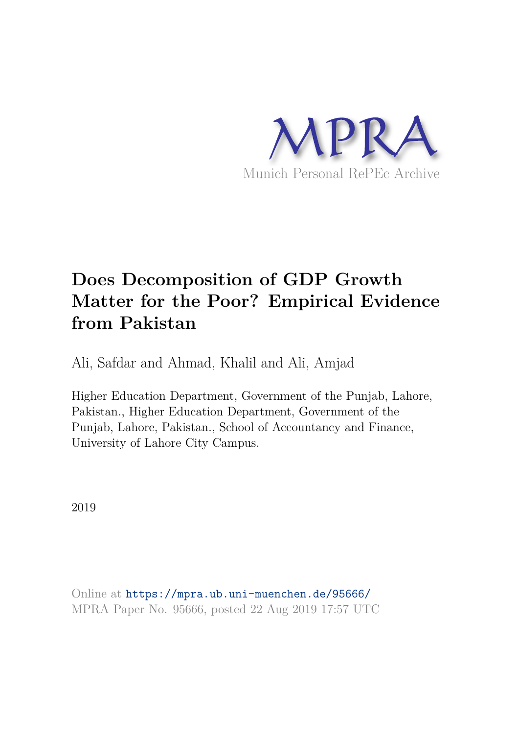MPRA

Munich Personal RePEc Archive

# Does Decomposition of GDP Growth Matter for the Poor? Empirical Evidence from Pakistan

Ali, Safdar and Ahmad, Khalil and Ali, Amjad

Higher Education Department, Government of the Punjab, Lahore, Pakistan., Higher Education Department, Government of the Punjab, Lahore, Pakistan., School of Accountancy and Finance, University of Lahore City Campus.

2019

Online at https://mpra.ub.uni-muenchen.de/95666/
MPRA Paper No. 95666, posted 22 Aug 2019 17:57 UTC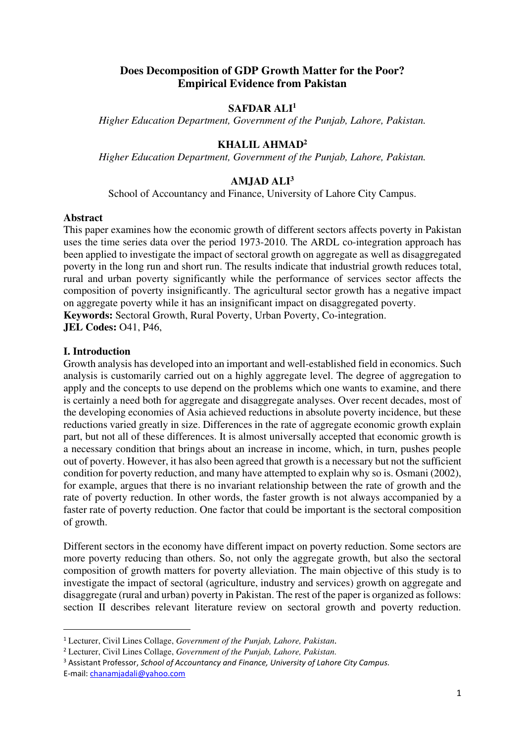# Does Decomposition of GDP Growth Matter for the Poor? Empirical Evidence from Pakistan

**SAFDAR ALI**[1]

*Higher Education Department, Government of the Punjab, Lahore, Pakistan.*

**KHALIL AHMAD**[2]

*Higher Education Department, Government of the Punjab, Lahore, Pakistan.*

**AMJAD ALI**[3]

School of Accountancy and Finance, University of Lahore City Campus.

## Abstract

This paper examines how the economic growth of different sectors affects poverty in Pakistan uses the time series data over the period 1973-2010. The ARDL co-integration approach has been applied to investigate the impact of sectoral growth on aggregate as well as disaggregated poverty in the long run and short run. The results indicate that industrial growth reduces total, rural and urban poverty significantly while the performance of services sector affects the composition of poverty insignificantly. The agricultural sector growth has a negative impact on aggregate poverty while it has an insignificant impact on disaggregated poverty.

**Keywords:** Sectoral Growth, Rural Poverty, Urban Poverty, Co-integration.

**JEL Codes:** O41, P46,

## I. Introduction

Growth analysis has developed into an important and well-established field in economics. Such analysis is customarily carried out on a highly aggregate level. The degree of aggregation to apply and the concepts to use depend on the problems which one wants to examine, and there is certainly a need both for aggregate and disaggregate analyses. Over recent decades, most of the developing economies of Asia achieved reductions in absolute poverty incidence, but these reductions varied greatly in size. Differences in the rate of aggregate economic growth explain part, but not all of these differences. It is almost universally accepted that economic growth is a necessary condition that brings about an increase in income, which, in turn, pushes people out of poverty. However, it has also been agreed that growth is a necessary but not the sufficient condition for poverty reduction, and many have attempted to explain why so is. Osmani (2002), for example, argues that there is no invariant relationship between the rate of growth and the rate of poverty reduction. In other words, the faster growth is not always accompanied by a faster rate of poverty reduction. One factor that could be important is the sectoral composition of growth.

Different sectors in the economy have different impact on poverty reduction. Some sectors are more poverty reducing than others. So, not only the aggregate growth, but also the sectoral composition of growth matters for poverty alleviation. The main objective of this study is to investigate the impact of sectoral (agriculture, industry and services) growth on aggregate and disaggregate (rural and urban) poverty in Pakistan. The rest of the paper is organized as follows: section II describes relevant literature review on sectoral growth and poverty reduction.

---

[1] Lecturer, Civil Lines Collage, *Government of the Punjab, Lahore, Pakistan.*

[2] Lecturer, Civil Lines Collage, *Government of the Punjab, Lahore, Pakistan.*

[3] Assistant Professor, *School of Accountancy and Finance, University of Lahore City Campus.*

E-mail: chanamjadali@yahoo.com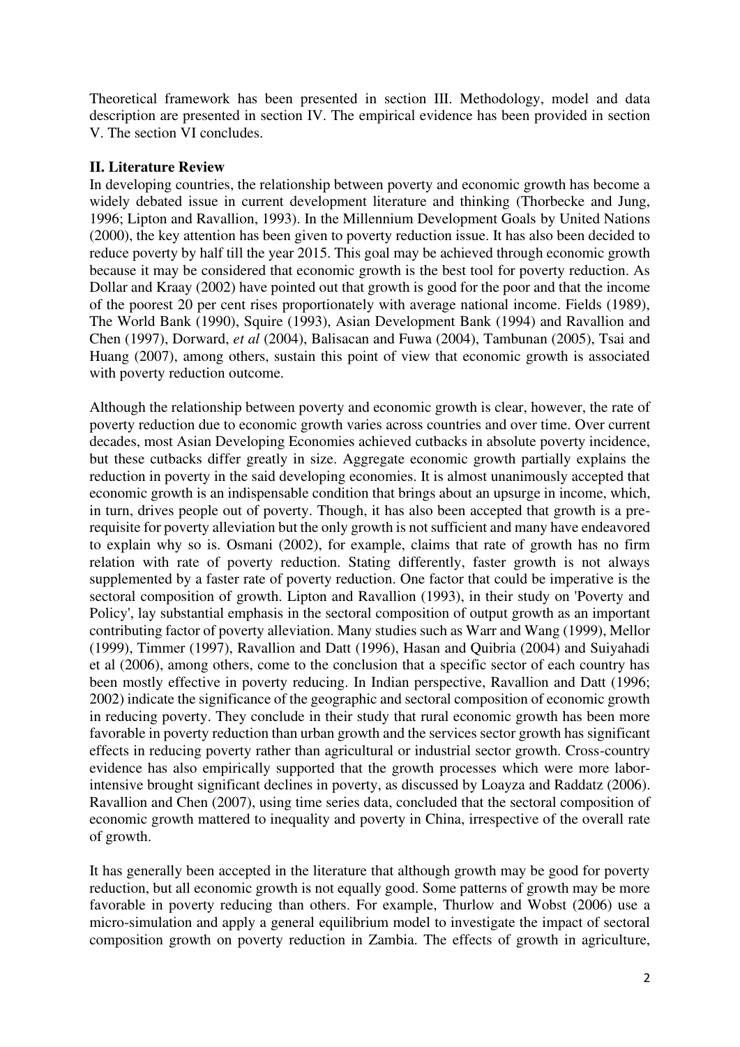Theoretical framework has been presented in section III. Methodology, model and data description are presented in section IV. The empirical evidence has been provided in section V. The section VI concludes.

## II. Literature Review

In developing countries, the relationship between poverty and economic growth has become a widely debated issue in current development literature and thinking (Thorbecke and Jung, 1996; Lipton and Ravallion, 1993). In the Millennium Development Goals by United Nations (2000), the key attention has been given to poverty reduction issue. It has also been decided to reduce poverty by half till the year 2015. This goal may be achieved through economic growth because it may be considered that economic growth is the best tool for poverty reduction. As Dollar and Kraay (2002) have pointed out that growth is good for the poor and that the income of the poorest 20 per cent rises proportionately with average national income. Fields (1989), The World Bank (1990), Squire (1993), Asian Development Bank (1994) and Ravallion and Chen (1997), Dorward, *et al* (2004), Balisacan and Fuwa (2004), Tambunan (2005), Tsai and Huang (2007), among others, sustain this point of view that economic growth is associated with poverty reduction outcome.

Although the relationship between poverty and economic growth is clear, however, the rate of poverty reduction due to economic growth varies across countries and over time. Over current decades, most Asian Developing Economies achieved cutbacks in absolute poverty incidence, but these cutbacks differ greatly in size. Aggregate economic growth partially explains the reduction in poverty in the said developing economies. It is almost unanimously accepted that economic growth is an indispensable condition that brings about an upsurge in income, which, in turn, drives people out of poverty. Though, it has also been accepted that growth is a pre-requisite for poverty alleviation but the only growth is not sufficient and many have endeavored to explain why so is. Osmani (2002), for example, claims that rate of growth has no firm relation with rate of poverty reduction. Stating differently, faster growth is not always supplemented by a faster rate of poverty reduction. One factor that could be imperative is the sectoral composition of growth. Lipton and Ravallion (1993), in their study on 'Poverty and Policy', lay substantial emphasis in the sectoral composition of output growth as an important contributing factor of poverty alleviation. Many studies such as Warr and Wang (1999), Mellor (1999), Timmer (1997), Ravallion and Datt (1996), Hasan and Quibria (2004) and Suiyahadi et al (2006), among others, come to the conclusion that a specific sector of each country has been mostly effective in poverty reducing. In Indian perspective, Ravallion and Datt (1996; 2002) indicate the significance of the geographic and sectoral composition of economic growth in reducing poverty. They conclude in their study that rural economic growth has been more favorable in poverty reduction than urban growth and the services sector growth has significant effects in reducing poverty rather than agricultural or industrial sector growth. Cross-country evidence has also empirically supported that the growth processes which were more labor-intensive brought significant declines in poverty, as discussed by Loayza and Raddatz (2006). Ravallion and Chen (2007), using time series data, concluded that the sectoral composition of economic growth mattered to inequality and poverty in China, irrespective of the overall rate of growth.

It has generally been accepted in the literature that although growth may be good for poverty reduction, but all economic growth is not equally good. Some patterns of growth may be more favorable in poverty reducing than others. For example, Thurlow and Wobst (2006) use a micro-simulation and apply a general equilibrium model to investigate the impact of sectoral composition growth on poverty reduction in Zambia. The effects of growth in agriculture,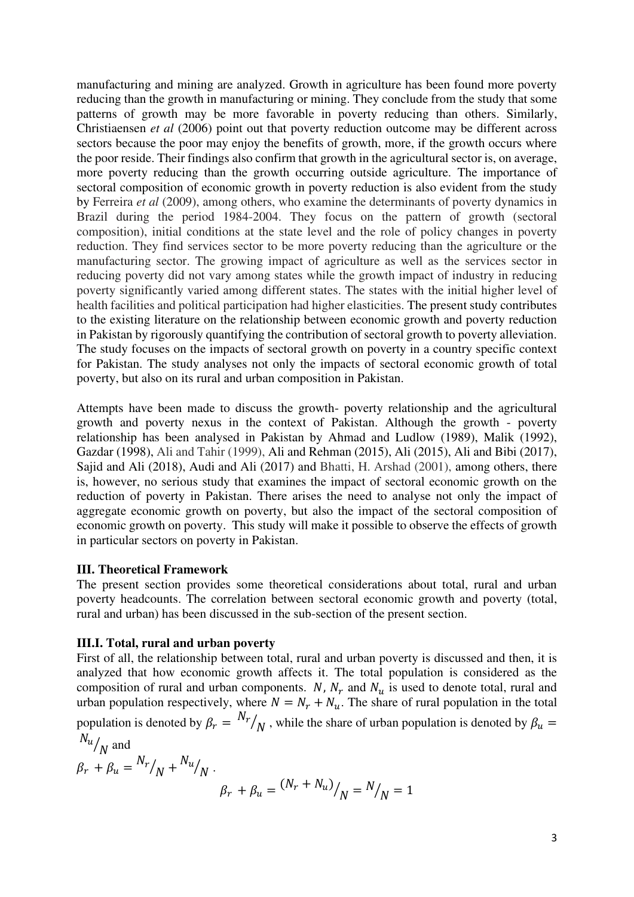manufacturing and mining are analyzed. Growth in agriculture has been found more poverty reducing than the growth in manufacturing or mining. They conclude from the study that some patterns of growth may be more favorable in poverty reducing than others. Similarly, Christiaensen *et al* (2006) point out that poverty reduction outcome may be different across sectors because the poor may enjoy the benefits of growth, more, if the growth occurs where the poor reside. Their findings also confirm that growth in the agricultural sector is, on average, more poverty reducing than the growth occurring outside agriculture. The importance of sectoral composition of economic growth in poverty reduction is also evident from the study by Ferreira *et al* (2009), among others, who examine the determinants of poverty dynamics in Brazil during the period 1984-2004. They focus on the pattern of growth (sectoral composition), initial conditions at the state level and the role of policy changes in poverty reduction. They find services sector to be more poverty reducing than the agriculture or the manufacturing sector. The growing impact of agriculture as well as the services sector in reducing poverty did not vary among states while the growth impact of industry in reducing poverty significantly varied among different states. The states with the initial higher level of health facilities and political participation had higher elasticities. The present study contributes to the existing literature on the relationship between economic growth and poverty reduction in Pakistan by rigorously quantifying the contribution of sectoral growth to poverty alleviation. The study focuses on the impacts of sectoral growth on poverty in a country specific context for Pakistan. The study analyses not only the impacts of sectoral economic growth of total poverty, but also on its rural and urban composition in Pakistan.

Attempts have been made to discuss the growth- poverty relationship and the agricultural growth and poverty nexus in the context of Pakistan. Although the growth - poverty relationship has been analysed in Pakistan by Ahmad and Ludlow (1989), Malik (1992), Gazdar (1998), Ali and Tahir (1999), Ali and Rehman (2015), Ali (2015), Ali and Bibi (2017), Sajid and Ali (2018), Audi and Ali (2017) and Bhatti, H. Arshad (2001), among others, there is, however, no serious study that examines the impact of sectoral economic growth on the reduction of poverty in Pakistan. There arises the need to analyse not only the impact of aggregate economic growth on poverty, but also the impact of the sectoral composition of economic growth on poverty. This study will make it possible to observe the effects of growth in particular sectors on poverty in Pakistan.

## III. Theoretical Framework

The present section provides some theoretical considerations about total, rural and urban poverty headcounts. The correlation between sectoral economic growth and poverty (total, rural and urban) has been discussed in the sub-section of the present section.

### III.I. Total, rural and urban poverty

First of all, the relationship between total, rural and urban poverty is discussed and then, it is analyzed that how economic growth affects it. The total population is considered as the composition of rural and urban components. $N$, $N_r$ and $N_u$ is used to denote total, rural and urban population respectively, where $N = N_r + N_u$. The share of rural population in the total population is denoted by $\beta_r = N_r/N$, while the share of urban population is denoted by $\beta_u = N_u/N$ and

$$\beta_r + \beta_u = N_r/N + N_u/N\ .$$

$$\beta_r + \beta_u = (N_r + N_u)/N = N/N = 1$$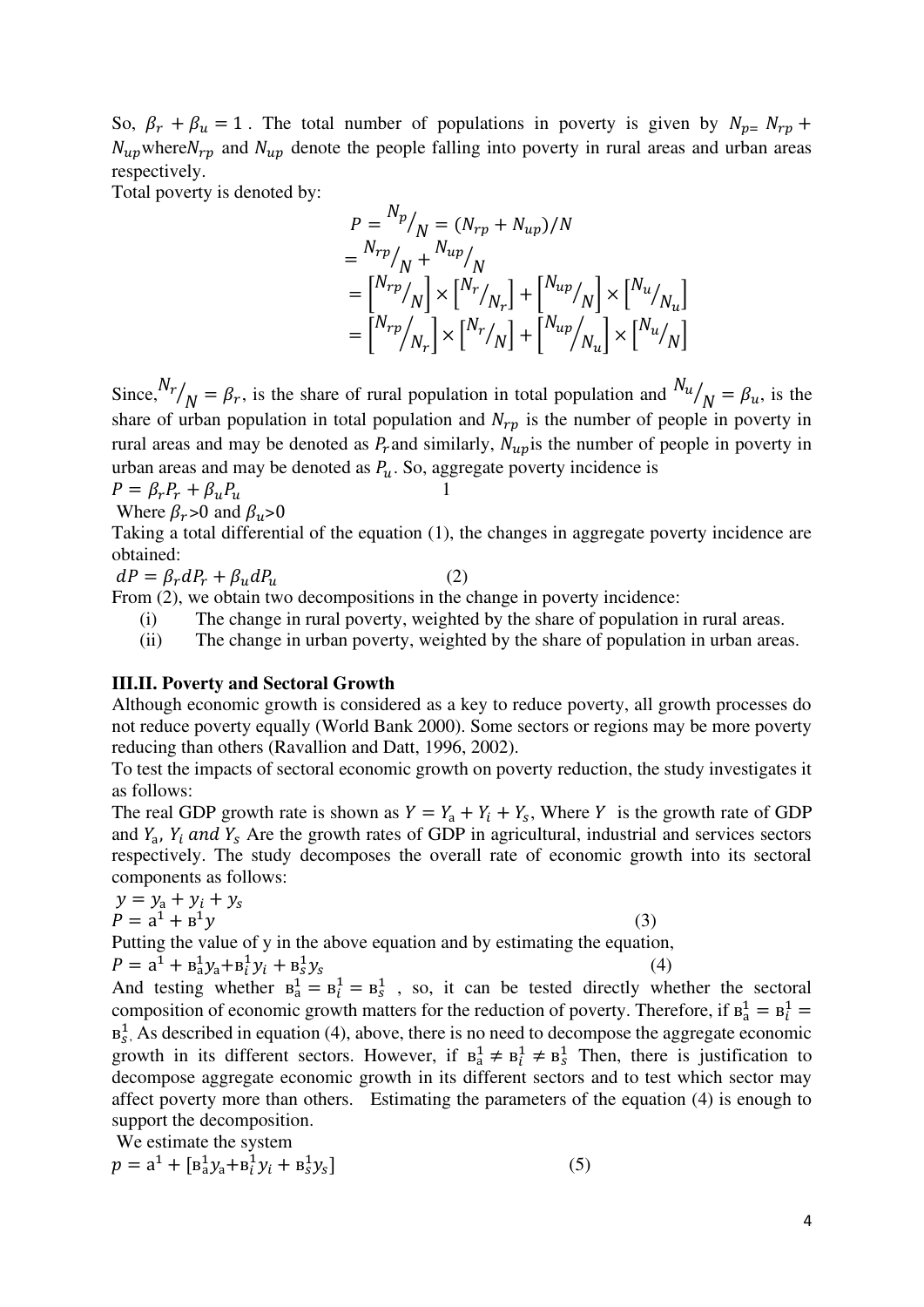So, $\beta_r + \beta_u = 1$ . The total number of populations in poverty is given by $N_{p=} N_{rp} + N_{up}$where$N_{rp}$ and $N_{up}$ denote the people falling into poverty in rural areas and urban areas respectively.

Total poverty is denoted by:

$$P = {N_p}/{N} = (N_{rp} + N_{up})/N$$
$$= {N_{rp}}/{N} + {N_{up}}/{N}$$
$$= \left[{N_{rp}}/{N}\right] \times \left[{N_r}/{N_r}\right] + \left[{N_{up}}/{N}\right] \times \left[{N_u}/{N_u}\right]$$
$$= \left[{N_{rp}}/{N_r}\right] \times \left[{N_r}/{N}\right] + \left[{N_{up}}/{N_u}\right] \times \left[{N_u}/{N}\right]$$

Since,${N_r}/{N} = \beta_r$, is the share of rural population in total population and ${N_u}/{N} = \beta_u$, is the share of urban population in total population and $N_{rp}$ is the number of people in poverty in rural areas and may be denoted as $P_r$and similarly, $N_{up}$is the number of people in poverty in urban areas and may be denoted as $P_u$. So, aggregate poverty incidence is

$$P = \beta_r P_r + \beta_u P_u \qquad 1$$

Where $\beta_r$>0 and $\beta_u$>0

Taking a total differential of the equation (1), the changes in aggregate poverty incidence are obtained:

$$dP = \beta_r dP_r + \beta_u dP_u \qquad (2)$$

From (2), we obtain two decompositions in the change in poverty incidence:

(i) The change in rural poverty, weighted by the share of population in rural areas.

(ii) The change in urban poverty, weighted by the share of population in urban areas.

**III.II. Poverty and Sectoral Growth**

Although economic growth is considered as a key to reduce poverty, all growth processes do not reduce poverty equally (World Bank 2000). Some sectors or regions may be more poverty reducing than others (Ravallion and Datt, 1996, 2002).

To test the impacts of sectoral economic growth on poverty reduction, the study investigates it as follows:

The real GDP growth rate is shown as $Y = Y_a + Y_i + Y_s$, Where $Y$ is the growth rate of GDP and $Y_a$, $Y_i$ $and$ $Y_s$ Are the growth rates of GDP in agricultural, industrial and services sectors respectively. The study decomposes the overall rate of economic growth into its sectoral components as follows:

$$y = y_a + y_i + y_s$$
$$P = a^1 + \text{в}^1 y \qquad (3)$$

Putting the value of y in the above equation and by estimating the equation,

$$P = a^1 + \text{в}_a^1 y_a + \text{в}_i^1 y_i + \text{в}_s^1 y_s \qquad (4)$$

And testing whether $\text{в}_a^1 = \text{в}_i^1 = \text{в}_s^1$ , so, it can be tested directly whether the sectoral composition of economic growth matters for the reduction of poverty. Therefore, if $\text{в}_a^1 = \text{в}_i^1 = \text{в}_s^1$. As described in equation (4), above, there is no need to decompose the aggregate economic growth in its different sectors. However, if $\text{в}_a^1 \neq \text{в}_i^1 \neq \text{в}_s^1$ Then, there is justification to decompose aggregate economic growth in its different sectors and to test which sector may affect poverty more than others. Estimating the parameters of the equation (4) is enough to support the decomposition.

We estimate the system

$$p = a^1 + [\text{в}_a^1 y_a + \text{в}_i^1 y_i + \text{в}_s^1 y_s] \qquad (5)$$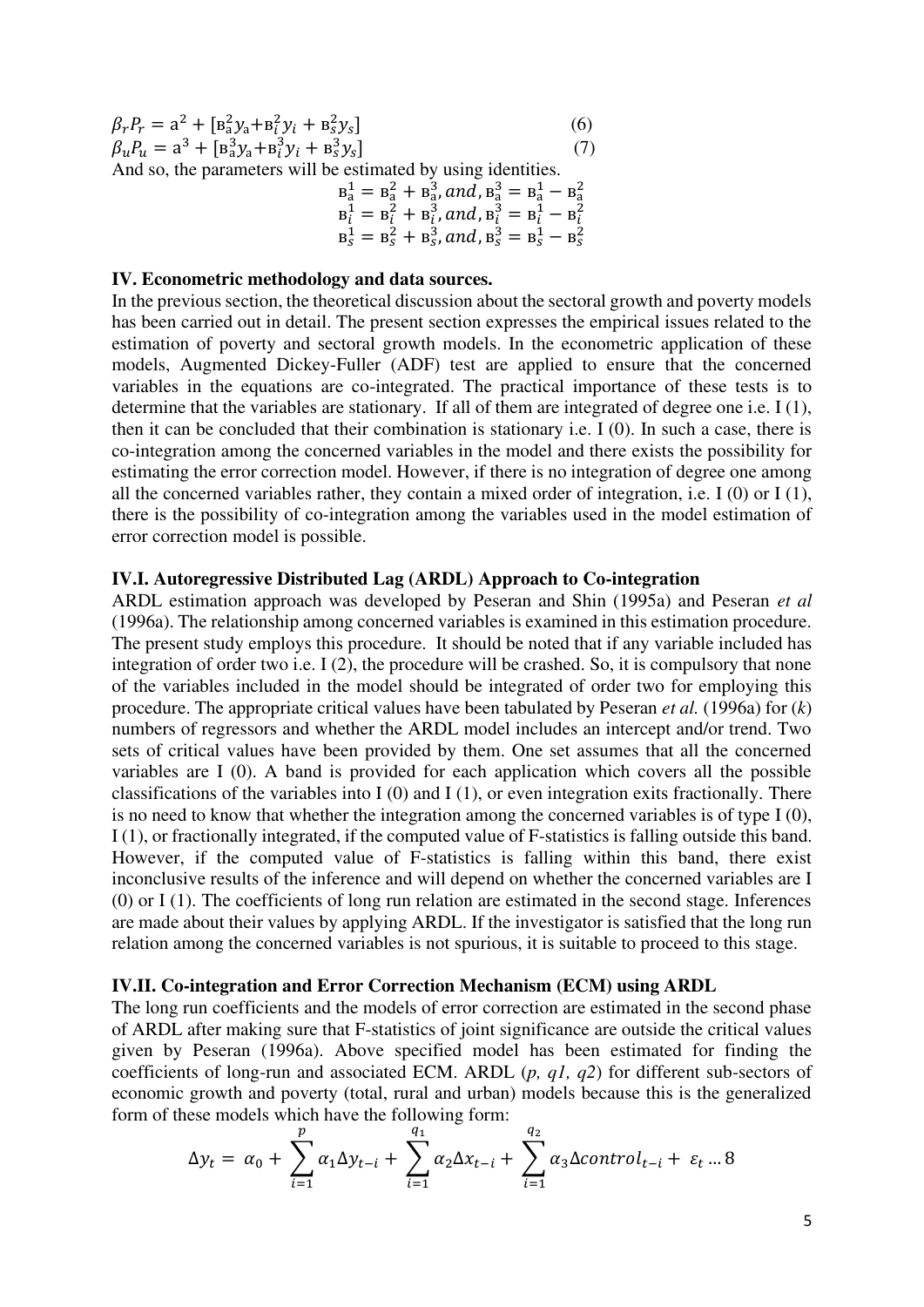$$\beta_r P_r = a^2 + [B_a^2 y_a + B_i^2 y_i + B_s^2 y_s] \quad (6)$$

$$\beta_u P_u = a^3 + [B_a^3 y_a + B_i^3 y_i + B_s^3 y_s] \quad (7)$$

And so, the parameters will be estimated by using identities.

$$B_a^1 = B_a^2 + B_a^3, and, B_a^3 = B_a^1 - B_a^2$$

$$B_i^1 = B_i^2 + B_i^3, and, B_i^3 = B_i^1 - B_i^2$$

$$B_s^1 = B_s^2 + B_s^3, and, B_s^3 = B_s^1 - B_s^2$$

## IV. Econometric methodology and data sources.

In the previous section, the theoretical discussion about the sectoral growth and poverty models has been carried out in detail. The present section expresses the empirical issues related to the estimation of poverty and sectoral growth models. In the econometric application of these models, Augmented Dickey-Fuller (ADF) test are applied to ensure that the concerned variables in the equations are co-integrated. The practical importance of these tests is to determine that the variables are stationary. If all of them are integrated of degree one i.e. I (1), then it can be concluded that their combination is stationary i.e. I (0). In such a case, there is co-integration among the concerned variables in the model and there exists the possibility for estimating the error correction model. However, if there is no integration of degree one among all the concerned variables rather, they contain a mixed order of integration, i.e. I (0) or I (1), there is the possibility of co-integration among the variables used in the model estimation of error correction model is possible.

### IV.I. Autoregressive Distributed Lag (ARDL) Approach to Co-integration

ARDL estimation approach was developed by Peseran and Shin (1995a) and Peseran *et al* (1996a). The relationship among concerned variables is examined in this estimation procedure. The present study employs this procedure. It should be noted that if any variable included has integration of order two i.e. I (2), the procedure will be crashed. So, it is compulsory that none of the variables included in the model should be integrated of order two for employing this procedure. The appropriate critical values have been tabulated by Peseran *et al.* (1996a) for (*k*) numbers of regressors and whether the ARDL model includes an intercept and/or trend. Two sets of critical values have been provided by them. One set assumes that all the concerned variables are I (0). A band is provided for each application which covers all the possible classifications of the variables into I (0) and I (1), or even integration exits fractionally. There is no need to know that whether the integration among the concerned variables is of type I (0), I (1), or fractionally integrated, if the computed value of F-statistics is falling outside this band. However, if the computed value of F-statistics is falling within this band, there exist inconclusive results of the inference and will depend on whether the concerned variables are I (0) or I (1). The coefficients of long run relation are estimated in the second stage. Inferences are made about their values by applying ARDL. If the investigator is satisfied that the long run relation among the concerned variables is not spurious, it is suitable to proceed to this stage.

### IV.II. Co-integration and Error Correction Mechanism (ECM) using ARDL

The long run coefficients and the models of error correction are estimated in the second phase of ARDL after making sure that F-statistics of joint significance are outside the critical values given by Peseran (1996a). Above specified model has been estimated for finding the coefficients of long-run and associated ECM. ARDL (*p, q1, q2*) for different sub-sectors of economic growth and poverty (total, rural and urban) models because this is the generalized form of these models which have the following form:

$$\Delta y_t = \alpha_0 + \sum_{i=1}^{p} \alpha_1 \Delta y_{t-i} + \sum_{i=1}^{q_1} \alpha_2 \Delta x_{t-i} + \sum_{i=1}^{q_2} \alpha_3 \Delta control_{t-i} + \varepsilon_t \ldots 8$$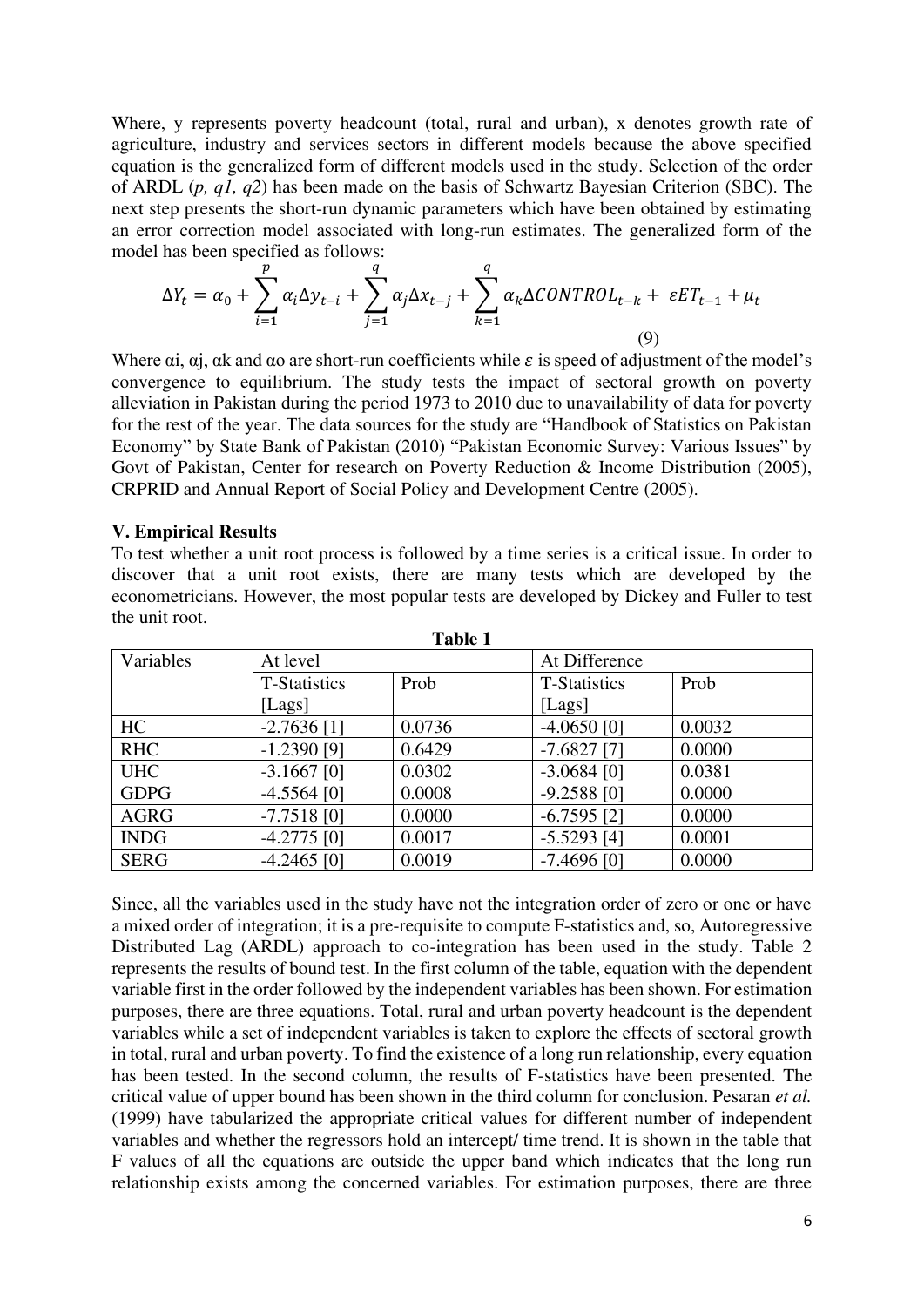Where, y represents poverty headcount (total, rural and urban), x denotes growth rate of agriculture, industry and services sectors in different models because the above specified equation is the generalized form of different models used in the study. Selection of the order of ARDL (*p, q1, q2*) has been made on the basis of Schwartz Bayesian Criterion (SBC). The next step presents the short-run dynamic parameters which have been obtained by estimating an error correction model associated with long-run estimates. The generalized form of the model has been specified as follows:

$$\Delta Y_t = \alpha_0 + \sum_{i=1}^{p} \alpha_i \Delta y_{t-i} + \sum_{j=1}^{q} \alpha_j \Delta x_{t-j} + \sum_{k=1}^{q} \alpha_k \Delta CONTROL_{t-k} + \varepsilon ET_{t-1} + \mu_t \tag{9}$$

Where $\alpha i$, $\alpha j$, $\alpha k$ and $\alpha o$ are short-run coefficients while $\varepsilon$ is speed of adjustment of the model's convergence to equilibrium. The study tests the impact of sectoral growth on poverty alleviation in Pakistan during the period 1973 to 2010 due to unavailability of data for poverty for the rest of the year. The data sources for the study are "Handbook of Statistics on Pakistan Economy" by State Bank of Pakistan (2010) "Pakistan Economic Survey: Various Issues" by Govt of Pakistan, Center for research on Poverty Reduction & Income Distribution (2005), CRPRID and Annual Report of Social Policy and Development Centre (2005).

## V. Empirical Results

To test whether a unit root process is followed by a time series is a critical issue. In order to discover that a unit root exists, there are many tests which are developed by the econometricians. However, the most popular tests are developed by Dickey and Fuller to test the unit root.

**Table 1**

| Variables | At level | | At Difference | |
|---|---|---|---|---|
| | T-Statistics [Lags] | Prob | T-Statistics [Lags] | Prob |
| HC | -2.7636 [1] | 0.0736 | -4.0650 [0] | 0.0032 |
| RHC | -1.2390 [9] | 0.6429 | -7.6827 [7] | 0.0000 |
| UHC | -3.1667 [0] | 0.0302 | -3.0684 [0] | 0.0381 |
| GDPG | -4.5564 [0] | 0.0008 | -9.2588 [0] | 0.0000 |
| AGRG | -7.7518 [0] | 0.0000 | -6.7595 [2] | 0.0000 |
| INDG | -4.2775 [0] | 0.0017 | -5.5293 [4] | 0.0001 |
| SERG | -4.2465 [0] | 0.0019 | -7.4696 [0] | 0.0000 |

Since, all the variables used in the study have not the integration order of zero or one or have a mixed order of integration; it is a pre-requisite to compute F-statistics and, so, Autoregressive Distributed Lag (ARDL) approach to co-integration has been used in the study. Table 2 represents the results of bound test. In the first column of the table, equation with the dependent variable first in the order followed by the independent variables has been shown. For estimation purposes, there are three equations. Total, rural and urban poverty headcount is the dependent variables while a set of independent variables is taken to explore the effects of sectoral growth in total, rural and urban poverty. To find the existence of a long run relationship, every equation has been tested. In the second column, the results of F-statistics have been presented. The critical value of upper bound has been shown in the third column for conclusion. Pesaran *et al.* (1999) have tabularized the appropriate critical values for different number of independent variables and whether the regressors hold an intercept/ time trend. It is shown in the table that F values of all the equations are outside the upper band which indicates that the long run relationship exists among the concerned variables. For estimation purposes, there are three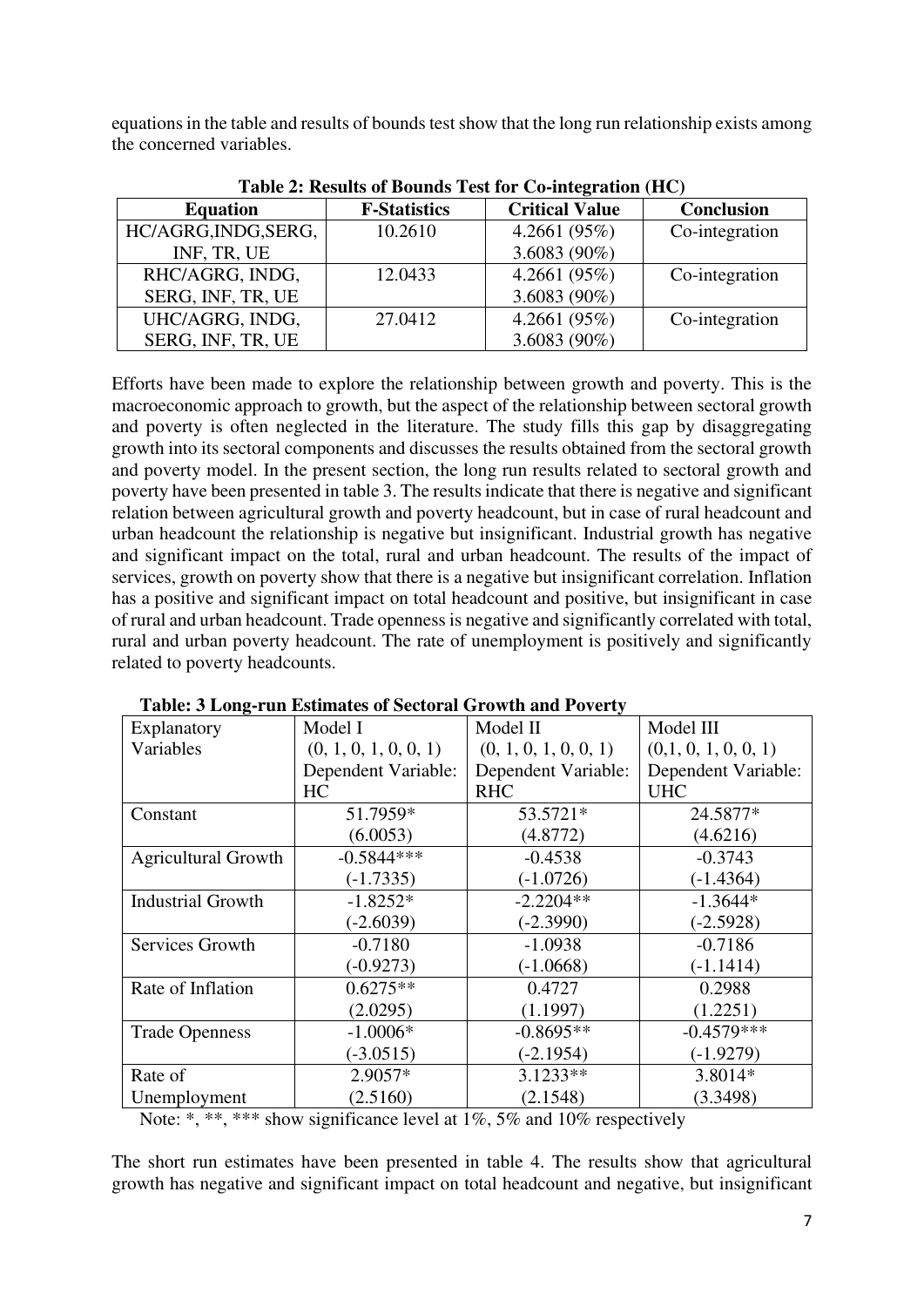equations in the table and results of bounds test show that the long run relationship exists among the concerned variables.

**Table 2: Results of Bounds Test for Co-integration (HC)**

| Equation | F-Statistics | Critical Value | Conclusion |
|---|---|---|---|
| HC/AGRG,INDG,SERG, INF, TR, UE | 10.2610 | 4.2661 (95%) 3.6083 (90%) | Co-integration |
| RHC/AGRG, INDG, SERG, INF, TR, UE | 12.0433 | 4.2661 (95%) 3.6083 (90%) | Co-integration |
| UHC/AGRG, INDG, SERG, INF, TR, UE | 27.0412 | 4.2661 (95%) 3.6083 (90%) | Co-integration |

Efforts have been made to explore the relationship between growth and poverty. This is the macroeconomic approach to growth, but the aspect of the relationship between sectoral growth and poverty is often neglected in the literature. The study fills this gap by disaggregating growth into its sectoral components and discusses the results obtained from the sectoral growth and poverty model. In the present section, the long run results related to sectoral growth and poverty have been presented in table 3. The results indicate that there is negative and significant relation between agricultural growth and poverty headcount, but in case of rural headcount and urban headcount the relationship is negative but insignificant. Industrial growth has negative and significant impact on the total, rural and urban headcount. The results of the impact of services, growth on poverty show that there is a negative but insignificant correlation. Inflation has a positive and significant impact on total headcount and positive, but insignificant in case of rural and urban headcount. Trade openness is negative and significantly correlated with total, rural and urban poverty headcount. The rate of unemployment is positively and significantly related to poverty headcounts.

**Table: 3 Long-run Estimates of Sectoral Growth and Poverty**

| Explanatory Variables | Model I (0, 1, 0, 1, 0, 0, 1) Dependent Variable: HC | Model II (0, 1, 0, 1, 0, 0, 1) Dependent Variable: RHC | Model III (0,1, 0, 1, 0, 0, 1) Dependent Variable: UHC |
|---|---|---|---|
| Constant | 51.7959* (6.0053) | 53.5721* (4.8772) | 24.5877* (4.6216) |
| Agricultural Growth | -0.5844*** (-1.7335) | -0.4538 (-1.0726) | -0.3743 (-1.4364) |
| Industrial Growth | -1.8252* (-2.6039) | -2.2204** (-2.3990) | -1.3644* (-2.5928) |
| Services Growth | -0.7180 (-0.9273) | -1.0938 (-1.0668) | -0.7186 (-1.1414) |
| Rate of Inflation | 0.6275** (2.0295) | 0.4727 (1.1997) | 0.2988 (1.2251) |
| Trade Openness | -1.0006* (-3.0515) | -0.8695** (-2.1954) | -0.4579*** (-1.9279) |
| Rate of Unemployment | 2.9057* (2.5160) | 3.1233** (2.1548) | 3.8014* (3.3498) |

Note: *, **, *** show significance level at 1%, 5% and 10% respectively

The short run estimates have been presented in table 4. The results show that agricultural growth has negative and significant impact on total headcount and negative, but insignificant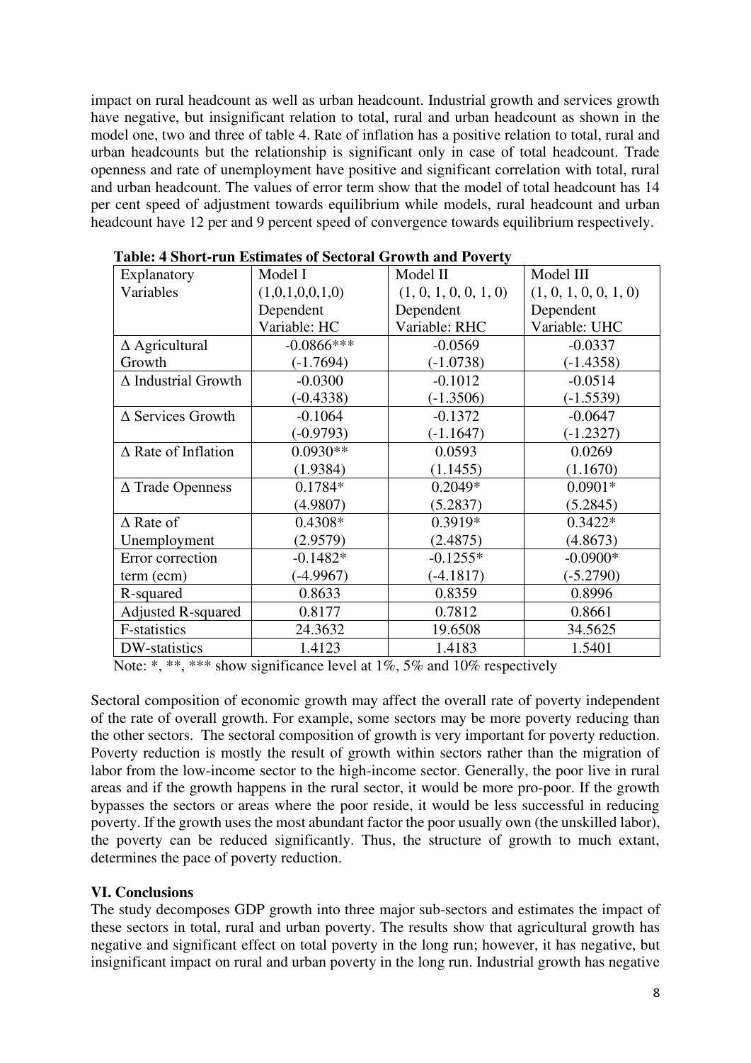impact on rural headcount as well as urban headcount. Industrial growth and services growth have negative, but insignificant relation to total, rural and urban headcount as shown in the model one, two and three of table 4. Rate of inflation has a positive relation to total, rural and urban headcounts but the relationship is significant only in case of total headcount. Trade openness and rate of unemployment have positive and significant correlation with total, rural and urban headcount. The values of error term show that the model of total headcount has 14 per cent speed of adjustment towards equilibrium while models, rural headcount and urban headcount have 12 per and 9 percent speed of convergence towards equilibrium respectively.

**Table: 4 Short-run Estimates of Sectoral Growth and Poverty**

| Explanatory Variables | Model I (1,0,1,0,0,1,0) Dependent Variable: HC | Model II (1, 0, 1, 0, 0, 1, 0) Dependent Variable: RHC | Model III (1, 0, 1, 0, 0, 1, 0) Dependent Variable: UHC |
|---|---|---|---|
| Δ Agricultural Growth | -0.0866*** (-1.7694) | -0.0569 (-1.0738) | -0.0337 (-1.4358) |
| Δ Industrial Growth | -0.0300 (-0.4338) | -0.1012 (-1.3506) | -0.0514 (-1.5539) |
| Δ Services Growth | -0.1064 (-0.9793) | -0.1372 (-1.1647) | -0.0647 (-1.2327) |
| Δ Rate of Inflation | 0.0930** (1.9384) | 0.0593 (1.1455) | 0.0269 (1.1670) |
| Δ Trade Openness | 0.1784* (4.9807) | 0.2049* (5.2837) | 0.0901* (5.2845) |
| Δ Rate of Unemployment | 0.4308* (2.9579) | 0.3919* (2.4875) | 0.3422* (4.8673) |
| Error correction term (ecm) | -0.1482* (-4.9967) | -0.1255* (-4.1817) | -0.0900* (-5.2790) |
| R-squared | 0.8633 | 0.8359 | 0.8996 |
| Adjusted R-squared | 0.8177 | 0.7812 | 0.8661 |
| F-statistics | 24.3632 | 19.6508 | 34.5625 |
| DW-statistics | 1.4123 | 1.4183 | 1.5401 |

Note: *, **, *** show significance level at 1%, 5% and 10% respectively

Sectoral composition of economic growth may affect the overall rate of poverty independent of the rate of overall growth. For example, some sectors may be more poverty reducing than the other sectors. The sectoral composition of growth is very important for poverty reduction. Poverty reduction is mostly the result of growth within sectors rather than the migration of labor from the low-income sector to the high-income sector. Generally, the poor live in rural areas and if the growth happens in the rural sector, it would be more pro-poor. If the growth bypasses the sectors or areas where the poor reside, it would be less successful in reducing poverty. If the growth uses the most abundant factor the poor usually own (the unskilled labor), the poverty can be reduced significantly. Thus, the structure of growth to much extant, determines the pace of poverty reduction.

## VI. Conclusions

The study decomposes GDP growth into three major sub-sectors and estimates the impact of these sectors in total, rural and urban poverty. The results show that agricultural growth has negative and significant effect on total poverty in the long run; however, it has negative, but insignificant impact on rural and urban poverty in the long run. Industrial growth has negative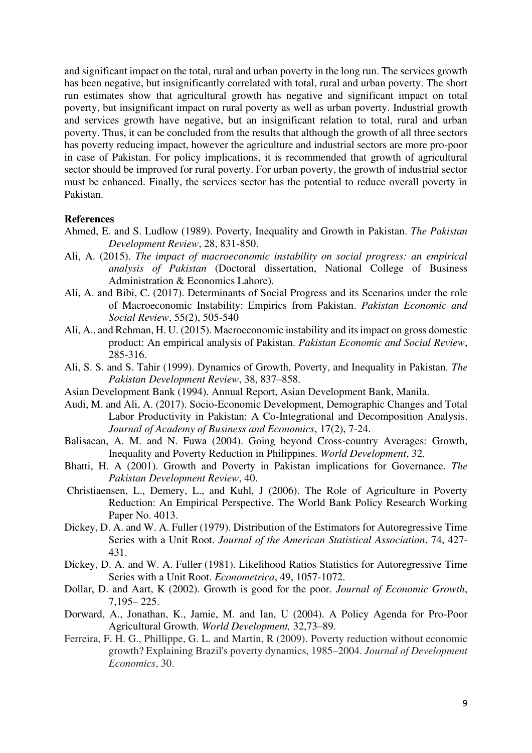and significant impact on the total, rural and urban poverty in the long run. The services growth has been negative, but insignificantly correlated with total, rural and urban poverty. The short run estimates show that agricultural growth has negative and significant impact on total poverty, but insignificant impact on rural poverty as well as urban poverty. Industrial growth and services growth have negative, but an insignificant relation to total, rural and urban poverty. Thus, it can be concluded from the results that although the growth of all three sectors has poverty reducing impact, however the agriculture and industrial sectors are more pro-poor in case of Pakistan. For policy implications, it is recommended that growth of agricultural sector should be improved for rural poverty. For urban poverty, the growth of industrial sector must be enhanced. Finally, the services sector has the potential to reduce overall poverty in Pakistan.

**References**

Ahmed, E. and S. Ludlow (1989). Poverty, Inequality and Growth in Pakistan. *The Pakistan Development Review*, 28, 831-850.

Ali, A. (2015). *The impact of macroeconomic instability on social progress: an empirical analysis of Pakistan* (Doctoral dissertation, National College of Business Administration & Economics Lahore).

Ali, A. and Bibi, C. (2017). Determinants of Social Progress and its Scenarios under the role of Macroeconomic Instability: Empirics from Pakistan. *Pakistan Economic and Social Review*, 55(2), 505-540

Ali, A., and Rehman, H. U. (2015). Macroeconomic instability and its impact on gross domestic product: An empirical analysis of Pakistan. *Pakistan Economic and Social Review*, 285-316.

Ali, S. S. and S. Tahir (1999). Dynamics of Growth, Poverty, and Inequality in Pakistan. *The Pakistan Development Review*, 38, 837–858.

Asian Development Bank (1994). Annual Report, Asian Development Bank, Manila.

Audi, M. and Ali, A. (2017). Socio-Economic Development, Demographic Changes and Total Labor Productivity in Pakistan: A Co-Integrational and Decomposition Analysis. *Journal of Academy of Business and Economics*, 17(2), 7-24.

Balisacan, A. M. and N. Fuwa (2004). Going beyond Cross-country Averages: Growth, Inequality and Poverty Reduction in Philippines. *World Development*, 32.

Bhatti, H. A (2001). Growth and Poverty in Pakistan implications for Governance. *The Pakistan Development Review*, 40.

Christiaensen, L., Demery, L., and Kuhl, J (2006). The Role of Agriculture in Poverty Reduction: An Empirical Perspective. The World Bank Policy Research Working Paper No. 4013.

Dickey, D. A. and W. A. Fuller (1979). Distribution of the Estimators for Autoregressive Time Series with a Unit Root. *Journal of the American Statistical Association*, 74, 427-431.

Dickey, D. A. and W. A. Fuller (1981). Likelihood Ratios Statistics for Autoregressive Time Series with a Unit Root. *Econometrica*, 49, 1057-1072.

Dollar, D. and Aart, K (2002). Growth is good for the poor. *Journal of Economic Growth*, 7,195– 225.

Dorward, A., Jonathan, K., Jamie, M. and Ian, U (2004). A Policy Agenda for Pro-Poor Agricultural Growth. *World Development,* 32,73–89.

Ferreira, F. H. G., Phillippe, G. L. and Martin, R (2009). Poverty reduction without economic growth? Explaining Brazil's poverty dynamics, 1985–2004. *Journal of Development Economics*, 30.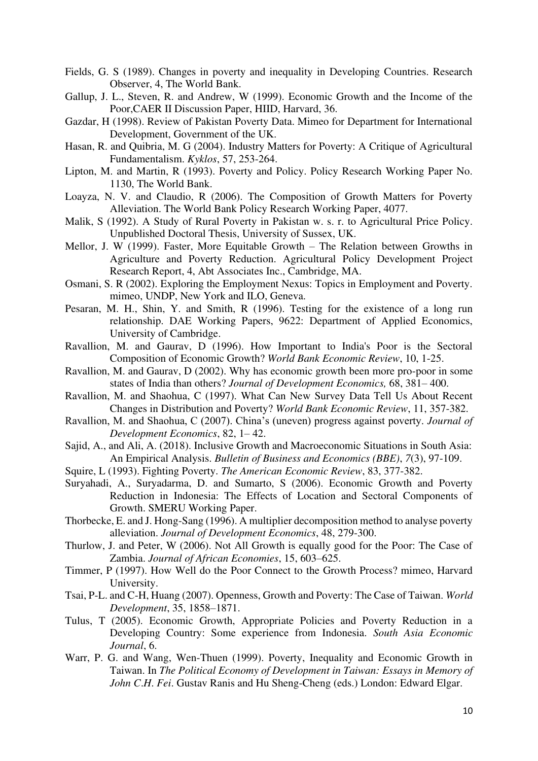Fields, G. S (1989). Changes in poverty and inequality in Developing Countries. Research Observer, 4, The World Bank.

Gallup, J. L., Steven, R. and Andrew, W (1999). Economic Growth and the Income of the Poor,CAER II Discussion Paper, HIID, Harvard, 36.

Gazdar, H (1998). Review of Pakistan Poverty Data. Mimeo for Department for International Development, Government of the UK.

Hasan, R. and Quibria, M. G (2004). Industry Matters for Poverty: A Critique of Agricultural Fundamentalism. *Kyklos*, 57, 253-264.

Lipton, M. and Martin, R (1993). Poverty and Policy. Policy Research Working Paper No. 1130, The World Bank.

Loayza, N. V. and Claudio, R (2006). The Composition of Growth Matters for Poverty Alleviation. The World Bank Policy Research Working Paper, 4077.

Malik, S (1992). A Study of Rural Poverty in Pakistan w. s. r. to Agricultural Price Policy. Unpublished Doctoral Thesis, University of Sussex, UK.

Mellor, J. W (1999). Faster, More Equitable Growth – The Relation between Growths in Agriculture and Poverty Reduction. Agricultural Policy Development Project Research Report, 4, Abt Associates Inc., Cambridge, MA.

Osmani, S. R (2002). Exploring the Employment Nexus: Topics in Employment and Poverty. mimeo, UNDP, New York and ILO, Geneva.

Pesaran, M. H., Shin, Y. and Smith, R (1996). Testing for the existence of a long run relationship. DAE Working Papers, 9622: Department of Applied Economics, University of Cambridge.

Ravallion, M. and Gaurav, D (1996). How Important to India's Poor is the Sectoral Composition of Economic Growth? *World Bank Economic Review*, 10, 1-25.

Ravallion, M. and Gaurav, D (2002). Why has economic growth been more pro-poor in some states of India than others? *Journal of Development Economics,* 68, 381– 400.

Ravallion, M. and Shaohua, C (1997). What Can New Survey Data Tell Us About Recent Changes in Distribution and Poverty? *World Bank Economic Review*, 11, 357-382.

Ravallion, M. and Shaohua, C (2007). China's (uneven) progress against poverty. *Journal of Development Economics*, 82, 1– 42.

Sajid, A., and Ali, A. (2018). Inclusive Growth and Macroeconomic Situations in South Asia: An Empirical Analysis. *Bulletin of Business and Economics (BBE)*, *7*(3), 97-109.

Squire, L (1993). Fighting Poverty. *The American Economic Review*, 83, 377-382.

Suryahadi, A., Suryadarma, D. and Sumarto, S (2006). Economic Growth and Poverty Reduction in Indonesia: The Effects of Location and Sectoral Components of Growth. SMERU Working Paper.

Thorbecke, E. and J. Hong-Sang (1996). A multiplier decomposition method to analyse poverty alleviation. *Journal of Development Economics*, 48, 279-300.

Thurlow, J. and Peter, W (2006). Not All Growth is equally good for the Poor: The Case of Zambia. *Journal of African Economies*, 15, 603–625.

Timmer, P (1997). How Well do the Poor Connect to the Growth Process? mimeo, Harvard University.

Tsai, P-L. and C-H, Huang (2007). Openness, Growth and Poverty: The Case of Taiwan. *World Development*, 35, 1858–1871.

Tulus, T (2005). Economic Growth, Appropriate Policies and Poverty Reduction in a Developing Country: Some experience from Indonesia. *South Asia Economic Journal*, 6.

Warr, P. G. and Wang, Wen-Thuen (1999). Poverty, Inequality and Economic Growth in Taiwan. In *The Political Economy of Development in Taiwan: Essays in Memory of John C.H. Fei*. Gustav Ranis and Hu Sheng-Cheng (eds.) London: Edward Elgar.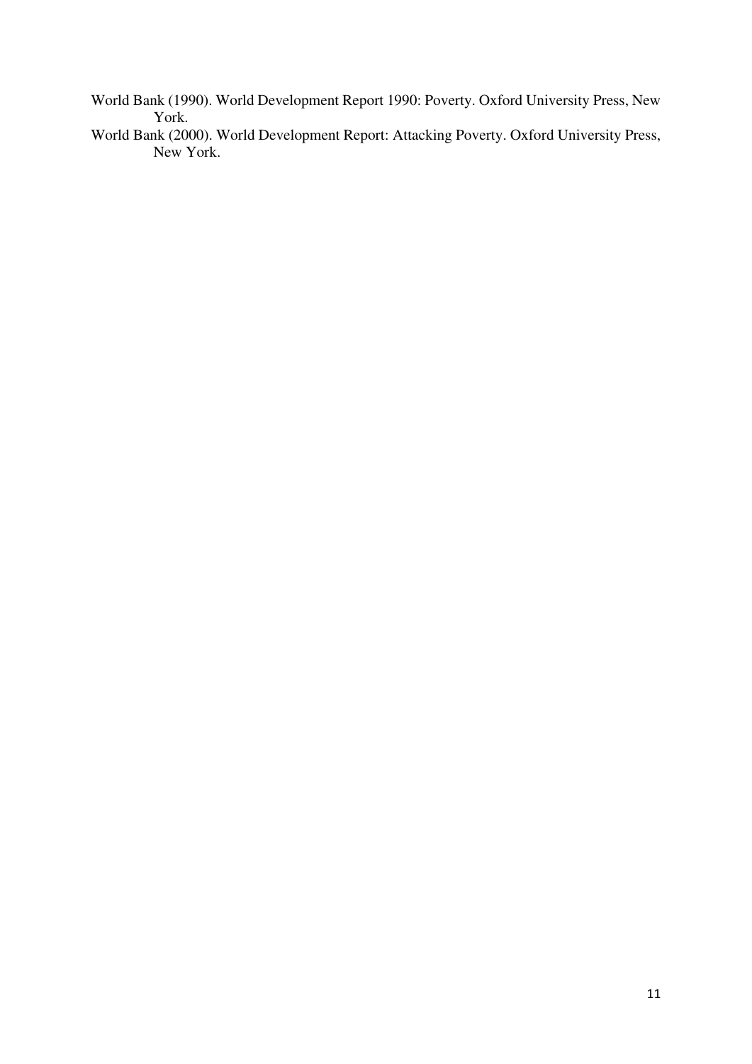World Bank (1990). World Development Report 1990: Poverty. Oxford University Press, New York.

World Bank (2000). World Development Report: Attacking Poverty. Oxford University Press, New York.